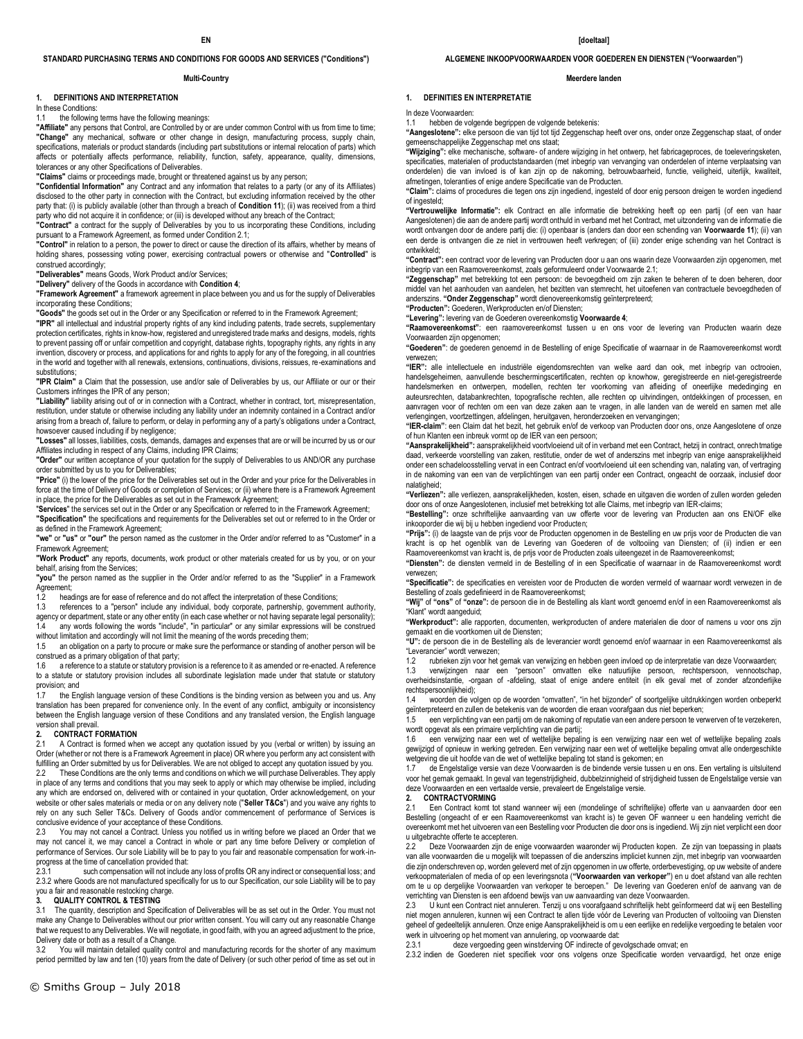EN

## STANDARD PURCHASING TERMS AND CONDITIONS FOR GOODS AND SERVICES ("Conditions")

**Multi-Country**

### 1. DEFINITIONS AND INTERPRETATION

In these Conditions:

1.1 the following terms have the following meanings:

**"Affiliate"** any persons that Control, are Controlled by or are under common Control with us from time to time;
**"Change"** any mechanical, software or other change in design, manufacturing process, supply chain, specifications, materials or product standards (including part substitutions or internal relocation of parts) which affects or potentially affects performance, reliability, function, safety, appearance, quality, dimensions, tolerances or any other Specifications of Deliverables.
**"Claims"** claims or proceedings made, brought or threatened against us by any person;
**"Confidential Information"** any Contract and any information that relates to a party (or any of its Affiliates) disclosed to the other party in connection with the Contract, but excluding information received by the other party that: (i) is publicly available (other than through a breach of **Condition 11**); (ii) was received from a third party who did not acquire it in confidence; or (iii) is developed without any breach of the Contract;
**"Contract"** a contract for the supply of Deliverables by you to us incorporating these Conditions, including pursuant to a Framework Agreement, as formed under Condition 2.1;
**"Control"** in relation to a person, the power to direct or cause the direction of its affairs, whether by means of holding shares, possessing voting power, exercising contractual powers or otherwise and **"Controlled"** is construed accordingly;
**"Deliverables"** means Goods, Work Product and/or Services;
**"Delivery"** delivery of the Goods in accordance with **Condition 4**;
**"Framework Agreement"** a framework agreement in place between you and us for the supply of Deliverables incorporating these Conditions;
**"Goods"** the goods set out in the Order or any Specification or referred to in the Framework Agreement;
**"IPR"** all intellectual and industrial property rights of any kind including patents, trade secrets, supplementary protection certificates, rights in know-how, registered and unregistered trade marks and designs, models, rights to prevent passing off or unfair competition and copyright, database rights, topography rights, any rights in any invention, discovery or process, and applications for and rights to apply for any of the foregoing, in all countries in the world and together with all renewals, extensions, continuations, divisions, reissues, re-examinations and substitutions;
**"IPR Claim"** a Claim that the possession, use and/or sale of Deliverables by us, our Affiliate or our or their Customers infringes the IPR of any person;
**"Liability"** liability arising out of or in connection with a Contract, whether in contract, tort, misrepresentation, restitution, under statute or otherwise including any liability under an indemnity contained in a Contract and/or arising from a breach of, failure to perform, or delay in performing any of a party's obligations under a Contract, howsoever caused including if by negligence;
**"Losses"** all losses, liabilities, costs, demands, damages and expenses that are or will be incurred by us or our Affiliates including in respect of any Claims, including IPR Claims;
**"Order"** our written acceptance of your quotation for the supply of Deliverables to us AND/OR any purchase order submitted by us to you for Deliverables;
**"Price"** (i) the lower of the price for the Deliverables set out in the Order and your price for the Deliverables in force at the time of Delivery of Goods or completion of Services; or (ii) where there is a Framework Agreement in place, the price for the Deliverables as set out in the Framework Agreement;
**"Services"** the services set out in the Order or any Specification or referred to in the Framework Agreement;
**"Specification"** the specifications and requirements for the Deliverables set out or referred to in the Order or as defined in the Framework Agreement;
**"we"** or **"us"** or **"our"** the person named as the customer in the Order and/or referred to as "Customer" in a Framework Agreement;
**"Work Product"** any reports, documents, work product or other materials created for us by you, or on your behalf, arising from the Services;
**"you"** the person named as the supplier in the Order and/or referred to as the "Supplier" in a Framework Agreement;

1.2 headings are for ease of reference and do not affect the interpretation of these Conditions;

1.3 references to a "person" include any individual, body corporate, partnership, government authority, agency or department, state or any other entity (in each case whether or not having separate legal personality);

1.4 any words following the words "include", "in particular" or any similar expressions will be construed without limitation and accordingly will not limit the meaning of the words preceding them;

1.5 an obligation on a party to procure or make sure the performance or standing of another person will be construed as a primary obligation of that party;

1.6 a reference to a statute or statutory provision is a reference to it as amended or re-enacted. A reference to a statute or statutory provision includes all subordinate legislation made under that statute or statutory provision; and

1.7 the English language version of these Conditions is the binding version as between you and us. Any translation has been prepared for convenience only. In the event of any conflict, ambiguity or inconsistency between the English language version of these Conditions and any translated version, the English language version shall prevail.

### 2. CONTRACT FORMATION

2.1 A Contract is formed when we accept any quotation issued by you (verbal or written) by issuing an Order (whether or not there is a Framework Agreement in place) OR where you perform any act consistent with fulfilling an Order submitted by us for Deliverables. We are not obliged to accept any quotation issued by you.

2.2 These Conditions are the only terms and conditions on which we will purchase Deliverables. They apply in place of any terms and conditions that you may seek to apply or which may otherwise be implied, including any which are endorsed on, delivered with or contained in your quotation, Order acknowledgement, on your website or other sales materials or media or on any delivery note (**"Seller T&Cs"**) and you waive any rights to rely on any such Seller T&Cs. Delivery of Goods and/or commencement of performance of Services is conclusive evidence of your acceptance of these Conditions.

2.3 You may not cancel a Contract. Unless you notified us in writing before we placed an Order that we may not cancel it, we may cancel a Contract in whole or part any time before Delivery or completion of performance of Services. Our sole Liability will be to pay to you fair and reasonable compensation for work-in-progress at the time of cancellation provided that:

2.3.1 such compensation will not include any loss of profits OR any indirect or consequential loss; and

2.3.2 where Goods are not manufactured specifically for us to our Specification, our sole Liability will be to pay you a fair and reasonable restocking charge.

### 3. QUALITY CONTROL & TESTING

3.1 The quantity, description and Specification of Deliverables will be as set out in the Order. You must not make any Change to Deliverables without our prior written consent. You will carry out any reasonable Change that we request to any Deliverables. We will negotiate, in good faith, with you an agreed adjustment to the price, Delivery date or both as a result of a Change.

3.2 You will maintain detailed quality control and manufacturing records for the shorter of any maximum period permitted by law and ten (10) years from the date of Delivery (or such other period of time as set out in

[doeltaal]

## ALGEMENE INKOOPVOORWAARDEN VOOR GOEDEREN EN DIENSTEN ("Voorwaarden")

**Meerdere landen**

### 1. DEFINITIES EN INTERPRETATIE

In deze Voorwaarden:

1.1 hebben de volgende begrippen de volgende betekenis:

**"Aangeslotene":** elke persoon die van tijd tot tijd Zeggenschap heeft over ons, onder onze Zeggenschap staat, of onder gemeenschappelijke Zeggenschap met ons staat;
**"Wijziging":** elke mechanische, software- of andere wijziging in het ontwerp, het fabricageproces, de toeleveringsketen, specificaties, materialen of productstandaarden (met inbegrip van vervanging van onderdelen of interne verplaatsing van onderdelen) die van invloed is of kan zijn op de nakoming, betrouwbaarheid, functie, veiligheid, uiterlijk, kwaliteit, afmetingen, toleranties of enige andere Specificatie van de Producten.
**"Claim":** claims of procedures die tegen ons zijn ingediend, ingesteld of door enig persoon dreigen te worden ingediend of ingesteld;
**"Vertrouwelijke Informatie":** elk Contract en alle informatie die betrekking heeft op een partij (of een van haar Aangeslotenen) die aan de andere partij wordt onthuld in verband met het Contract, met uitzondering van informatie die wordt ontvangen door de andere partij die: (i) openbaar is (anders dan door een schending van **Voorwaarde 11**); (ii) van een derde is ontvangen die ze niet in vertrouwen heeft verkregen; of (iii) zonder enige schending van het Contract is ontwikkeld;
**"Contract":** een contract voor de levering van Producten door u aan ons waarin deze Voorwaarden zijn opgenomen, met inbegrip van een Raamovereenkomst, zoals geformuleerd onder Voorwaarde 2.1;
**"Zeggenschap"** met betrekking tot een persoon: de bevoegdheid om zijn zaken te beheren of te doen beheren, door middel van het aanhouden van aandelen, het bezitten van stemrecht, het uitoefenen van contractuele bevoegdheden of anderszins. **"Onder Zeggenschap"** wordt dienovereenkomstig geïnterpreteerd;
**"Producten":** Goederen, Werkproducten en/of Diensten;
**"Levering":** levering van de Goederen overeenkomstig **Voorwaarde 4**;
**"Raamovereenkomst"**: een raamovereenkomst tussen u en ons voor de levering van Producten waarin deze Voorwaarden zijn opgenomen;
**"Goederen"**: de goederen genoemd in de Bestelling of enige Specificatie of waarnaar in de Raamovereenkomst wordt verwezen;
**"IER":** alle intellectuele en industriële eigendomsrechten van welke aard dan ook, met inbegrip van octrooien, handelsgeheimen, aanvullende beschermingscertificaten, rechten op knowhow, geregistreerde en niet-geregistreerde handelsmerken en ontwerpen, modellen, rechten ter voorkoming van afleiding of oneerlijke mededinging en auteursrechten, databankrechten, topografische rechten, alle rechten op uitvindingen, ontdekkingen of processen, en aanvragen voor of rechten om een van deze zaken aan te vragen, in alle landen van de wereld en samen met alle verlengingen, voortzettingen, afdelingen, heruitgaven, heronderzoeken en vervangingen;
**"IER-claim"**: een Claim dat het bezit, het gebruik en/of de verkoop van Producten door ons, onze Aangeslotene of onze of hun Klanten een inbreuk vormt op de IER van een persoon;
**"Aansprakelijkheid":** aansprakelijkheid voortvloeiend uit of in verband met een Contract, hetzij in contract, onrechtmatige daad, verkeerde voorstelling van zaken, restitutie, onder de wet of anderszins met inbegrip van enige aansprakelijkheid onder een schadeloosstelling vervat in een Contract en/of voortvloeiend uit een schending van, nalating van, of vertraging in de nakoming van een van de verplichtingen van een partij onder een Contract, ongeacht de oorzaak, inclusief door nalatigheid;
**"Verliezen":** alle verliezen, aansprakelijkheden, kosten, eisen, schade en uitgaven die worden of zullen worden geleden door ons of onze Aangeslotenen, inclusief met betrekking tot alle Claims, met inbegrip van IER-claims;
**"Bestelling":** onze schriftelijke aanvaarding van uw offerte voor de levering van Producten aan ons EN/OF elke inkooporder die wij bij u hebben ingediend voor Producten;
**"Prijs":** (i) de laagste van de prijs voor de Producten opgenomen in de Bestelling en uw prijs voor de Producten die van kracht is op het ogenblik van de Levering van Goederen of de voltooiing van Diensten; of (ii) indien er een Raamovereenkomst van kracht is, de prijs voor de Producten zoals uiteengezet in de Raamovereenkomst;
**"Diensten":** de diensten vermeld in de Bestelling of in een Specificatie of waarnaar in de Raamovereenkomst wordt verwezen;
**"Specificatie":** de specificaties en vereisten voor de Producten die worden vermeld of waarnaar wordt verwezen in de Bestelling of zoals gedefinieerd in de Raamovereenkomst;
**"Wij"** of **"ons"** of **"onze":** de persoon die in de Bestelling als klant wordt genoemd en/of in een Raamovereenkomst als "Klant" wordt aangeduid;
**"Werkproduct":** alle rapporten, documenten, werkproducten of andere materialen die door of namens u voor ons zijn gemaakt en die voortkomen uit de Diensten;
**"U":** de persoon die in de Bestelling als de leverancier wordt genoemd en/of waarnaar in een Raamovereenkomst als "Leverancier" wordt verwezen;

1.2 rubrieken zijn voor het gemak van verwijzing en hebben geen invloed op de interpretatie van deze Voorwaarden;

1.3 verwijzingen naar een "persoon" omvatten elke natuurlijke persoon, rechtspersoon, vennootschap, overheidsinstantie, -orgaan of -afdeling, staat of enige andere entiteit (in elk geval met of zonder afzonderlijke rechtspersoonlijkheid);

1.4 woorden die volgen op de woorden "omvatten", "in het bijzonder" of soortgelijke uitdrukkingen worden onbeperkt geïnterpreteerd en zullen de betekenis van de woorden die eraan voorafgaan dus niet beperken;

1.5 een verplichting van een partij om de nakoming of reputatie van een andere persoon te verwerven of te verzekeren, wordt opgevat als een primaire verplichting van die partij;

1.6 een verwijzing naar een wet of wettelijke bepaling is een verwijzing naar een wet of wettelijke bepaling zoals gewijzigd of opnieuw in werking getreden. Een verwijzing naar een wet of wettelijke bepaling omvat alle ondergeschikte wetgeving die uit hoofde van die wet of wettelijke bepaling tot stand is gekomen; en

1.7 de Engelstalige versie van deze Voorwaarden is de bindende versie tussen u en ons. Een vertaling is uitsluitend voor het gemak gemaakt. In geval van tegenstrijdigheid, dubbelzinnigheid of strijdigheid tussen de Engelstalige versie van deze Voorwaarden en een vertaalde versie, prevaleert de Engelstalige versie.

### 2. CONTRACTVORMING

2.1 Een Contract komt tot stand wanneer wij een (mondelinge of schriftelijke) offerte van u aanvaarden door een Bestelling (ongeacht of er een Raamovereenkomst van kracht is) te geven OF wanneer u een handeling verricht die overeenkomt met het uitvoeren van een Bestelling voor Producten die door ons is ingediend. Wij zijn niet verplicht een door u uitgebrachte offerte te accepteren.

2.2 Deze Voorwaarden zijn de enige voorwaarden waaronder wij Producten kopen. Ze zijn van toepassing in plaats van alle voorwaarden die u mogelijk wilt toepassen of die anderszins impliciet kunnen zijn, met inbegrip van voorwaarden die zijn onderschreven op, worden geleverd met of zijn opgenomen in uw offerte, orderbevestiging, op uw website of andere verkoopmaterialen of media of op een leveringsnota (**"Voorwaarden van verkoper"**) en u doet afstand van alle rechten om te u op dergelijke Voorwaarden van verkoper te beroepen." De levering van Goederen en/of de aanvang van de verrichting van Diensten is een afdoend bewijs van uw aanvaarding van deze Voorwaarden.

2.3 U kunt een Contract niet annuleren. Tenzij u ons voorafgaand schriftelijk hebt geïnformeerd dat wij een Bestelling niet mogen annuleren, kunnen wij een Contract te allen tijde vóór de Levering van Producten of voltooiing van Diensten geheel of gedeeltelijk annuleren. Onze enige Aansprakelijkheid is om u een eerlijke en redelijke vergoeding te betalen voor werk in uitvoering op het moment van annulering, op voorwaarde dat:

2.3.1 deze vergoeding geen winstderving OF indirecte of gevolgschade omvat; en

2.3.2 indien de Goederen niet specifiek voor ons volgens onze Specificatie worden vervaardigd, het onze enige

© Smiths Group – July 2018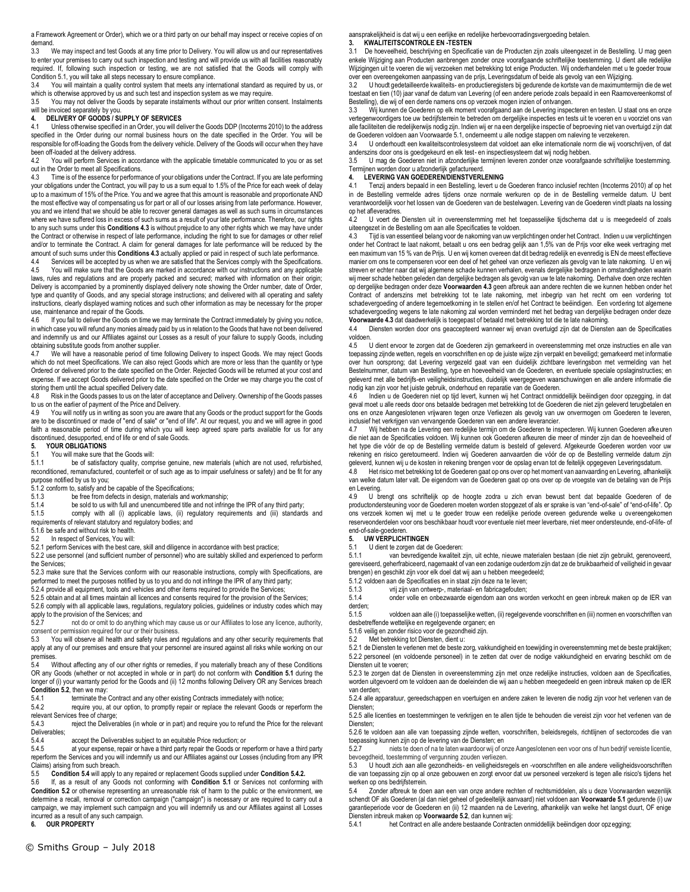a Framework Agreement or Order), which we or a third party on our behalf may inspect or receive copies of on demand.

3.3 We may inspect and test Goods at any time prior to Delivery. You will allow us and our representatives to enter your premises to carry out such inspection and testing and will provide us with all facilities reasonably required. If, following such inspection or testing, we are not satisfied that the Goods will comply with Condition 5.1, you will take all steps necessary to ensure compliance.

3.4 You will maintain a quality control system that meets any international standard as required by us, or which is otherwise approved by us and such test and inspection system as we may require.

3.5 You may not deliver the Goods by separate instalments without our prior written consent. Instalments will be invoiced separately by you.

**4. DELIVERY OF GOODS / SUPPLY OF SERVICES**

4.1 Unless otherwise specified in an Order, you will deliver the Goods DDP (Incoterms 2010) to the address specified in the Order during our normal business hours on the date specified in the Order. You will be responsible for off-loading the Goods from the delivery vehicle. Delivery of the Goods will occur when they have been off-loaded at the delivery address.

4.2 You will perform Services in accordance with the applicable timetable communicated to you or as set out in the Order to meet all Specifications.

4.3 Time is of the essence for performance of your obligations under the Contract. If you are late performing your obligations under the Contract, you will pay to us a sum equal to 1.5% of the Price for each week of delay up to a maximum of 15% of the Price. You and we agree that this amount is reasonable and proportionate AND the most effective way of compensating us for part or all of our losses arising from late performance. However, you and we intend that we should be able to recover general damages as well as such sums in circumstances where we have suffered loss in excess of such sums as a result of your late performance. Therefore, our rights to any such sums under this **Conditions 4.3** is without prejudice to any other rights which we may have under the Contract or otherwise in respect of late performance, including the right to sue for damages or other relief and/or to terminate the Contract. A claim for general damages for late performance will be reduced by the amount of such sums under this **Conditions 4.3** actually applied or paid in respect of such late performance.

4.4 Services will be accepted by us when we are satisfied that the Services comply with the Specifications.

4.5 You will make sure that the Goods are marked in accordance with our instructions and any applicable laws, rules and regulations and are properly packed and secured; marked with information on their origin; Delivery is accompanied by a prominently displayed delivery note showing the Order number, date of Order, type and quantity of Goods, and any special storage instructions; and delivered with all operating and safety instructions, clearly displayed warning notices and such other information as may be necessary for the proper use, maintenance and repair of the Goods.

4.6 If you fail to deliver the Goods on time we may terminate the Contract immediately by giving you notice, in which case you will refund any monies already paid by us in relation to the Goods that have not been delivered and indemnify us and our Affiliates against our Losses as a result of your failure to supply Goods, including obtaining substitute goods from another supplier.

4.7 We will have a reasonable period of time following Delivery to inspect Goods. We may reject Goods which do not meet Specifications. We can also reject Goods which are more or less than the quantity or type Ordered or delivered prior to the date specified on the Order. Rejected Goods will be returned at your cost and expense. If we accept Goods delivered prior to the date specified on the Order we may charge you the cost of storing them until the actual specified Delivery date.

4.8 Risk in the Goods passes to us on the later of acceptance and Delivery. Ownership of the Goods passes to us on the earlier of payment of the Price and Delivery.

4.9 You will notify us in writing as soon you are aware that any Goods or the product support for the Goods are to be discontinued or made of "end of sale" or "end of life". At our request, you and we will agree in good faith a reasonable period of time during which you will keep agreed spare parts available for us for any discontinued, desupported, end of life or end of sale Goods.

**5. YOUR OBLIGATIONS**

5.1 You will make sure that the Goods will:

5.1.1 be of satisfactory quality, comprise genuine, new materials (which are not used, refurbished, reconditioned, remanufactured, counterfeit or of such age as to impair usefulness or safety) and be fit for any purpose notified by us to you;

5.1.2 conform to, satisfy and be capable of the Specifications;

5.1.3 be free from defects in design, materials and workmanship;

5.1.4 be sold to us with full and unencumbered title and not infringe the IPR of any third party;

5.1.5 comply with all (i) applicable laws, (ii) regulatory requirements and (iii) standards and requirements of relevant statutory and regulatory bodies; and

5.1.6 be safe and without risk to health.

5.2 In respect of Services, You will:

5.2.1 perform Services with the best care, skill and diligence in accordance with best practice;

5.2.2 use personnel (and sufficient number of personnel) who are suitably skilled and experienced to perform the Services;

5.2.3 make sure that the Services conform with our reasonable instructions, comply with Specifications, are performed to meet the purposes notified by us to you and do not infringe the IPR of any third party;

5.2.4 provide all equipment, tools and vehicles and other items required to provide the Services;

5.2.5 obtain and at all times maintain all licences and consents required for the provision of the Services;

5.2.6 comply with all applicable laws, regulations, regulatory policies, guidelines or industry codes which may apply to the provision of the Services; and

5.2.7 not do or omit to do anything which may cause us or our Affiliates to lose any licence, authority, consent or permission required for our or their business.

5.3 You will observe all health and safety rules and regulations and any other security requirements that apply at any of our premises and ensure that your personnel are insured against all risks while working on our premises.

5.4 Without affecting any of our other rights or remedies, if you materially breach any of these Conditions OR any Goods (whether or not accepted in whole or in part) do not conform with **Condition 5.1** during the longer of (i) your warranty period for the Goods and (ii) 12 months following Delivery OR any Services breach **Condition 5.2**, then we may:

5.4.1 terminate the Contract and any other existing Contracts immediately with notice;

5.4.2 require you, at our option, to promptly repair or replace the relevant Goods or reperform the relevant Services free of charge;

5.4.3 reject the Deliverables (in whole or in part) and require you to refund the Price for the relevant Deliverables;

5.4.4 accept the Deliverables subject to an equitable Price reduction; or

5.4.5 at your expense, repair or have a third party repair the Goods or reperform or have a third party reperform the Services and you will indemnify us and our Affiliates against our Losses (including from any IPR Claims) arising from such breach.

5.5 **Condition 5.4** will apply to any repaired or replacement Goods supplied under **Condition 5.4.2.**

5.6 If, as a result of any Goods not conforming with **Condition 5.1** or Services not conforming with **Condition 5.2** or otherwise representing an unreasonable risk of harm to the public or the environment, we determine a recall, removal or correction campaign ("campaign") is necessary or are required to carry out a campaign, we may implement such campaign and you will indemnify us and our Affiliates against all Losses incurred as a result of any such campaign.

**6. OUR PROPERTY**

aansprakelijkheid is dat wij u een eerlijke en redelijke herbevoorradingsvergoeding betalen.

**3. KWALITEITSCONTROLE EN -TESTEN**

3.1 De hoeveelheid, beschrijving en Specificatie van de Producten zijn zoals uiteengezet in de Bestelling. U mag geen enkele Wijziging aan Producten aanbrengen zonder onze voorafgaande schriftelijke toestemming. U dient alle redelijke Wijzigingen uit te voeren die wij verzoeken met betrekking tot enige Producten. Wij onderhandelen met u te goeder trouw over een overeengekomen aanpassing van de prijs, Leveringsdatum of beide als gevolg van een Wijziging.

3.2 U houdt gedetailleerde kwaliteits- en productieregisters bij gedurende de kortste van de maximumtermijn die de wet toestaat en tien (10) jaar vanaf de datum van Levering (of een andere periode zoals bepaald in een Raamovereenkomst of Bestelling), die wij of een derde namens ons op verzoek mogen inzien of ontvangen.

3.3 Wij kunnen de Goederen op elk moment voorafgaand aan de Levering inspecteren en testen. U staat ons en onze vertegenwoordigers toe uw bedrijfsterrein te betreden om dergelijke inspecties en tests uit te voeren en u voorziet ons van alle faciliteiten die redelijkerwijs nodig zijn. Indien wij er na een dergelijke inspectie of beproeving niet van overtuigd zijn dat de Goederen voldoen aan Voorwaarde 5.1, onderneemt u alle nodige stappen om naleving te verzekeren.

3.4 U onderhoudt een kwaliteitscontrolesysteem dat voldoet aan elke internationale norm die wij voorschrijven, of dat anderszins door ons is goedgekeurd en elk test- en inspectiesysteem dat wij nodig hebben.

3.5 U mag de Goederen niet in afzonderlijke termijnen leveren zonder onze voorafgaande schriftelijke toestemming. Termijnen worden door u afzonderlijk gefactureerd.

**4. LEVERING VAN GOEDEREN/DIENSTVERLENING**

4.1 Tenzij anders bepaald in een Bestelling, levert u de Goederen franco inclusief rechten (Incoterms 2010) af op het in de Bestelling vermelde adres tijdens onze normale werkuren op de in de Bestelling vermelde datum. U bent verantwoordelijk voor het lossen van de Goederen van de bestelwagen. Levering van de Goederen vindt plaats na lossing op het afleveradres.

4.2 U voert de Diensten uit in overeenstemming met het toepasselijke tijdschema dat u is meegedeeld of zoals uiteengezet in de Bestelling om aan alle Specificaties te voldoen.

4.3 Tijd is van essentieel belang voor de nakoming van uw verplichtingen onder het Contract. Indien u uw verplichtingen onder het Contract te laat nakomt, betaalt u ons een bedrag gelijk aan 1,5% van de Prijs voor elke week vertraging met een maximum van 15 % van de Prijs. U en wij komen overeen dat dit bedrag redelijk en evenredig is EN de meest effectieve manier om ons te compenseren voor een deel of het geheel van onze verliezen als gevolg van te late nakoming. U en wij streven er echter naar dat wij algemene schade kunnen verhalen, evenals dergelijke bedragen in omstandigheden waarin wij meer schade hebben geleden dan dergelijke bedragen als gevolg van uw te late nakoming. Derhalve doen onze rechten op dergelijke bedragen onder deze **Voorwaarden 4.3** geen afbreuk aan andere rechten die we kunnen hebben onder het Contract of anderszins met betrekking tot te late nakoming, met inbegrip van het recht om een vordering tot schadevergoeding of andere tegemoetkoming in te stellen en/of het Contract te beëindigen. Een vordering tot algemene schadevergoeding wegens te late nakoming zal worden verminderd met het bedrag van dergelijke bedragen onder deze **Voorwaarde 4.3** dat daadwerkelijk is toegepast of betaald met betrekking tot die te late nakoming.

4.4 Diensten worden door ons geaccepteerd wanneer wij ervan overtuigd zijn dat de Diensten aan de Specificaties voldoen.

4.5 U dient ervoor te zorgen dat de Goederen zijn gemarkeerd in overeenstemming met onze instructies en alle van toepassing zijnde wetten, regels en voorschriften en op de juiste wijze zijn verpakt en beveiligd; gemarkeerd met informatie over hun oorsprong; dat Levering vergezeld gaat van een duidelijk zichtbare leveringsbon met vermelding van het Bestelnummer, datum van Bestelling, type en hoeveelheid van de Goederen, en eventuele speciale opslaginstructies; en geleverd met alle bedrijfs-en veiligheidsinstructies, duidelijk weergegeven waarschuwingen en alle andere informatie die nodig kan zijn voor het juiste gebruik, onderhoud en reparatie van de Goederen.

4.6 Indien u de Goederen niet op tijd levert, kunnen wij het Contract onmiddellijk beëindigen door opzegging, in dat geval moet u alle reeds door ons betaalde bedragen met betrekking tot de Goederen die niet zijn geleverd terugbetalen en ons en onze Aangeslotenen vrijwaren tegen onze Verliezen als gevolg van uw onvermogen om Goederen te leveren, inclusief het verkrijgen van vervangende Goederen van een andere leverancier.

4.7 Wij hebben na de Levering een redelijke termijn om de Goederen te inspecteren. Wij kunnen Goederen afkeuren die niet aan de Specificaties voldoen. Wij kunnen ook Goederen afkeuren die meer of minder zijn dan de hoeveelheid of het type die vóór de op de Bestelling vermelde datum is besteld of geleverd. Afgekeurde Goederen worden voor uw rekening en risico geretourneerd. Indien wij Goederen aanvaarden die vóór de op de Bestelling vermelde datum zijn geleverd, kunnen wij u de kosten in rekening brengen voor de opslag ervan tot de feitelijk opgegeven Leveringsdatum.

4.8 Het risico met betrekking tot de Goederen gaat op ons over op het moment van aanvaarding en Levering, afhankelijk van welke datum later valt. De eigendom van de Goederen gaat op ons over op de vroegste van de betaling van de Prijs en Levering.

4.9 U brengt ons schriftelijk op de hoogte zodra u zich ervan bewust bent dat bepaalde Goederen of de productondersteuning voor de Goederen moeten worden stopgezet of als er sprake is van "end-of-sale" of "end-of-life". Op ons verzoek komen wij met u te goeder trouw een redelijke periode overeen gedurende welke u overeengekomen reserveonderdelen voor ons beschikbaar houdt voor eventuele niet meer leverbare, niet meer ondersteunde, end-of-life- of end-of-sale-goederen.

**5. UW VERPLICHTINGEN**

5.1 U dient te zorgen dat de Goederen:

5.1.1 van bevredigende kwaliteit zijn, uit echte, nieuwe materialen bestaan (die niet zijn gebruikt, gerenoveerd, gereviseerd, geherfabriceerd, nagemaakt of van een zodanige ouderdom zijn dat ze de bruikbaarheid of veiligheid in gevaar brengen) en geschikt zijn voor elk doel dat wij aan u hebben meegedeeld;

5.1.2 voldoen aan de Specificaties en in staat zijn deze na te leven;

5.1.3 vrij zijn van ontwerp-, materiaal- en fabricagefouten;

5.1.4 onder volle en onbezwaarde eigendom aan ons worden verkocht en geen inbreuk maken op de IER van derden;

5.1.5 voldoen aan alle (i) toepasselijke wetten, (ii) regelgevende voorschriften en (iii) normen en voorschriften van desbetreffende wettelijke en regelgevende organen; en

5.1.6 veilig en zonder risico voor de gezondheid zijn.

5.2 Met betrekking tot Diensten, dient u:

5.2.1 de Diensten te verlenen met de beste zorg, vakkundigheid en toewijding in overeenstemming met de beste praktijken;

5.2.2 personeel (en voldoende personeel) in te zetten dat over de nodige vakkundigheid en ervaring beschikt om de Diensten uit te voeren;

5.2.3 te zorgen dat de Diensten in overeenstemming zijn met onze redelijke instructies, voldoen aan de Specificaties, worden uitgevoerd om te voldoen aan de doeleinden die wij aan u hebben meegedeeld en geen inbreuk maken op de IER van derden;

5.2.4 alle apparatuur, gereedschappen en voertuigen en andere zaken te leveren die nodig zijn voor het verlenen van de Diensten;

5.2.5 alle licenties en toestemmingen te verkrijgen en te allen tijde te behouden die vereist zijn voor het verlenen van de Diensten;

5.2.6 te voldoen aan alle van toepassing zijnde wetten, voorschriften, beleidsregels, richtlijnen of sectorcodes die van toepassing kunnen zijn op de levering van de Diensten; en

5.2.7 niets te doen of na te laten waardoor wij of onze Aangeslotenen een voor ons of hun bedrijf vereiste licentie, bevoegdheid, toestemming of vergunning zouden verliezen.

5.3 U houdt zich aan alle gezondheids- en veiligheidsregels en -voorschriften en alle andere veiligheidsvoorschriften die van toepassing zijn op al onze gebouwen en zorgt ervoor dat uw personeel verzekerd is tegen alle risico's tijdens het werken op ons bedrijfsterrein.

5.4 Zonder afbreuk te doen aan een van onze andere rechten of rechtsmiddelen, als u deze Voorwaarden wezenlijk schendt OF als Goederen (al dan niet geheel of gedeeltelijk aanvaard) niet voldoen aan **Voorwaarde 5.1** gedurende (i) uw garantieperiode voor de Goederen en (ii) 12 maanden na de Levering, afhankelijk van welke het langst duurt, OF enige Diensten inbreuk maken op **Voorwaarde 5.2**, dan kunnen wij:

5.4.1 het Contract en alle andere bestaande Contracten onmiddellijk beëindigen door opzegging;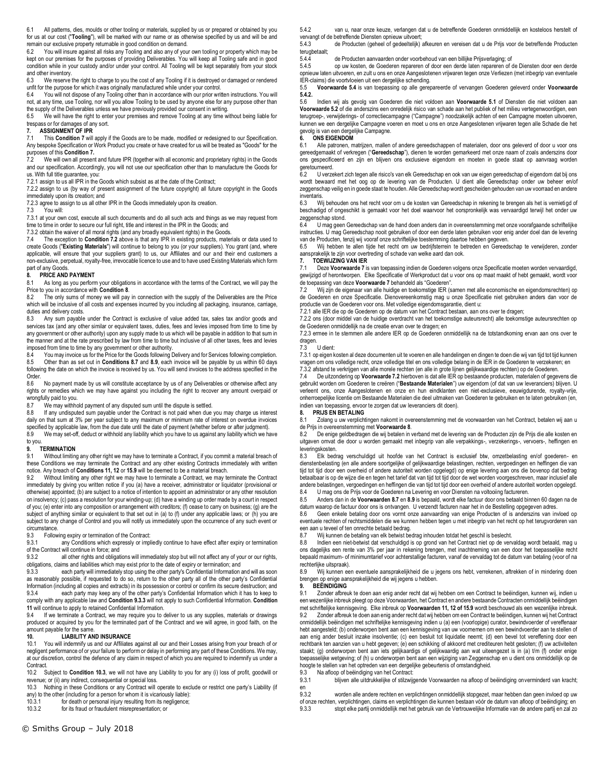6.1 All patterns, dies, moulds or other tooling or materials, supplied by us or prepared or obtained by you for us at our cost ("**Tooling**"), will be marked with our name or as otherwise specified by us and will be and remain our exclusive property returnable in good condition on demand.

6.2 You will insure against all risks any Tooling and also any of your own tooling or property which may be kept on our premises for the purposes of providing Deliverables. You will keep all Tooling safe and in good condition while in your custody and/or under your control. All Tooling will be kept separately from your stock and other inventory.

6.3 We reserve the right to charge to you the cost of any Tooling if it is destroyed or damaged or rendered unfit for the purpose for which it was originally manufactured while under your control.

6.4 You will not dispose of any Tooling other than in accordance with our prior written instructions. You will not, at any time, use Tooling, nor will you allow Tooling to be used by anyone else for any purpose other than the supply of the Deliverables unless we have previously provided our consent in writing.

6.5 We will have the right to enter your premises and remove Tooling at any time without being liable for trespass or for damages of any sort.

## 7. ASSIGNMENT OF IPR

7.1 This **Condition 7** will apply if the Goods are to be made, modified or redesigned to our Specification. Any bespoke Specification or Work Product you create or have created for us will be treated as "Goods" for the purposes of this **Condition 7.**

7.2 We will own all present and future IPR (together with all economic and proprietary rights) in the Goods and our specification. Accordingly, you will not use our specification other than to manufacture the Goods for us. With full title guarantee, you:

7.2.1 assign to us all IPR in the Goods which subsist as at the date of the Contract;

7.2.2 assign to us (by way of present assignment of the future copyright) all future copyright in the Goods immediately upon its creation; and

7.2.3 agree to assign to us all other IPR in the Goods immediately upon its creation.

7.3 You will:

7.3.1 at your own cost, execute all such documents and do all such acts and things as we may request from time to time in order to secure our full right, title and interest in the IPR in the Goods; and

7.3.2 obtain the waiver of all moral rights (and any broadly equivalent rights) in the Goods.

7.4 The exception to **Condition 7.2** above is that any IPR in existing products, materials or data used to create Goods ("**Existing Materials**") will continue to belong to you (or your suppliers). You grant (and, where applicable, will ensure that your suppliers grant) to us, our Affiliates and our and their end customers a non-exclusive, perpetual, royalty-free, irrevocable licence to use and to have used Existing Materials which form part of any Goods.

## 8. PRICE AND PAYMENT

8.1 As long as you perform your obligations in accordance with the terms of the Contract, we will pay the Price to you in accordance with **Condition 8**.

8.2 The only sums of money we will pay in connection with the supply of the Deliverables are the Price which will be inclusive of all costs and expenses incurred by you including all packaging, insurance, carriage, duties and delivery costs.

8.3 Any sum payable under the Contract is exclusive of value added tax, sales tax and/or goods and services tax (and any other similar or equivalent taxes, duties, fees and levies imposed from time to time by any government or other authority) upon any supply made to us which will be payable in addition to that sum in the manner and at the rate prescribed by law from time to time but inclusive of all other taxes, fees and levies imposed from time to time by any government or other authority.

8.4 You may invoice us for the Price for the Goods following Delivery and for Services following completion.

8.5 Other than as set out in **Conditions 8.7** and **8.9**, each invoice will be payable by us within 60 days following the date on which the invoice is received by us. You will send invoices to the address specified in the Order.

8.6 No payment made by us will constitute acceptance by us of any Deliverables or otherwise affect any rights or remedies which we may have against you including the right to recover any amount overpaid or wrongfully paid to you.

8.7 We may withhold payment of any disputed sum until the dispute is settled.

8.8 If any undisputed sum payable under the Contract is not paid when due you may charge us interest daily on that sum at 3% per year subject to any maximum or minimum rate of interest on overdue invoices specified by applicable law, from the due date until the date of payment (whether before or after judgment).

8.9 We may set-off, deduct or withhold any liability which you have to us against any liability which we have to you.

## 9. TERMINATION

9.1 Without limiting any other right we may have to terminate a Contract, if you commit a material breach of these Conditions we may terminate the Contract and any other existing Contracts immediately with written notice. Any breach of **Conditions 11, 12** or **15.9** will be deemed to be a material breach.

9.2 Without limiting any other right we may have to terminate a Contract, we may terminate the Contract immediately by giving you written notice if you (a) have a receiver, administrator or liquidator (provisional or otherwise) appointed; (b) are subject to a notice of intention to appoint an administrator or any other resolution on insolvency; (c) pass a resolution for your winding-up; (d) have a winding up order made by a court in respect of you; (e) enter into any composition or arrangement with creditors; (f) cease to carry on business; (g) are the subject of anything similar or equivalent to that set out in (a) to (f) under any applicable laws; or (h) you are subject to any change of Control and you will notify us immediately upon the occurrence of any such event or circumstance.

9.3 Following expiry or termination of the Contract:

9.3.1 any Conditions which expressly or impliedly continue to have effect after expiry or termination of the Contract will continue in force; and

9.3.2 all other rights and obligations will immediately stop but will not affect any of your or our rights, obligations, claims and liabilities which may exist prior to the date of expiry or termination; and

9.3.3 each party will immediately stop using the other party's Confidential Information and will as soon as reasonably possible, if requested to do so, return to the other party all of the other party's Confidential Information (including all copies and extracts) in its possession or control or confirm its secure destruction; and

9.3.4 each party may keep any of the other party's Confidential Information which it has to keep to comply with any applicable law and **Condition 9.3.3** will not apply to such Confidential Information. **Condition 11** will continue to apply to retained Confidential Information.

9.4 If we terminate a Contract, we may require you to deliver to us any supplies, materials or drawings produced or acquired by you for the terminated part of the Contract and we will agree, in good faith, on the amount payable for the same.

## 10. LIABILITY AND INSURANCE

10.1 You will indemnify us and our Affiliates against all our and their Losses arising from your breach of or negligent performance of or your failure to perform or delay in performing any part of these Conditions. We may, at our discretion, control the defence of any claim in respect of which you are required to indemnify us under a Contract.

10.2 Subject to **Condition 10.3**, we will not have any Liability to you for any (i) loss of profit, goodwill or revenue; or (ii) any indirect, consequential or special loss.

10.3 Nothing in these Conditions or any Contract will operate to exclude or restrict one party's Liability (if any) to the other (including for a person for whom it is vicariously liable):

10.3.1 for death or personal injury resulting from its negligence;

10.3.2 for its fraud or fraudulent misrepresentation; or

5.4.2 van u, naar onze keuze, verlangen dat u de betreffende Goederen onmiddellijk en kosteloos herstelt of vervangt of de betreffende Diensten opnieuw uitvoert;

5.4.3 de Producten (geheel of gedeeltelijk) afkeuren en vereisen dat u de Prijs voor de betreffende Producten terugbetaalt;

5.4.4 de Producten aanvaarden onder voorbehoud van een billijke Prijsverlaging; of

5.4.5 op uw kosten, de Goederen repareren of door een derde laten repareren of de Diensten door een derde opnieuw laten uitvoeren, en zult u ons en onze Aangeslotenen vrijwaren tegen onze Verliezen (met inbegrip van eventuele IER-claims) die voortvloeien uit een dergelijke schending.

5.5 **Voorwaarde 5.4** is van toepassing op alle gerepareerde of vervangen Goederen geleverd onder **Voorwaarde 5.4.2.**

5.6 Indien wij als gevolg van Goederen die niet voldoen aan **Voorwaarde 5.1** of Diensten die niet voldoen aan **Voorwaarde 5.2** of die anderszins een onredelijk risico van schade aan het publiek of het milieu vertegenwoordigen, een terugroep-, verwijderings- of correctiecampagne ("Campagne") noodzakelijk achten of een Campagne moeten uitvoeren, kunnen we een dergelijke Campagne voeren en moet u ons en onze Aangeslotenen vrijwaren tegen alle Schade die het gevolg is van een dergelijke Campagne.

## 6. ONS EIGENDOM

6.1 Alle patronen, matrijzen, mallen of andere gereedschappen of materialen, door ons geleverd of door u voor ons gereedgemaakt of verkregen ("**Gereedschap**"), dienen te worden gemarkeerd met onze naam of zoals anderszins door ons gespecificeerd en zijn en blijven ons exclusieve eigendom en moeten in goede staat op aanvraag worden geretourneerd.

6.2 U verzekert zich tegen alle risico's van elk Gereedschap en ook van uw eigen gereedschap of eigendom dat bij ons wordt bewaard met het oog op de levering van de Producten. U dient alle Gereedschap onder uw beheer en/of zeggenschap veilig en in goede staat te houden. Alle Gereedschap wordt gescheiden gehouden van uw voorraad en andere inventaris.

6.3 Wij behouden ons het recht voor om u de kosten van Gereedschap in rekening te brengen als het is vernietigd of beschadigd of ongeschikt is gemaakt voor het doel waarvoor het oorspronkelijk was vervaardigd terwijl het onder uw zeggenschap stond.

6.4 U mag geen Gereedschap van de hand doen anders dan in overeenstemming met onze voorafgaande schriftelijke instructies. U mag Gereedschap nooit gebruiken of door een derde laten gebruiken voor enig ander doel dan de levering van de Producten, tenzij wij vooraf onze schriftelijke toestemming daartoe hebben gegeven.

6.5 Wij hebben te allen tijde het recht om uw bedrijfsterrein te betreden en Gereedschap te verwijderen, zonder aansprakelijk te zijn voor overtreding of schade van welke aard dan ook.

## 7. TOEWIJZING VAN IER

7.1 Deze **Voorwaarde 7** is van toepassing indien de Goederen volgens onze Specificatie moeten worden vervaardigd, gewijzigd of herontworpen. Elke Specificatie of Werkproduct dat u voor ons op maat maakt of hebt gemaakt, wordt voor de toepassing van deze **Voorwaarde 7** behandeld als "Goederen".

7.2 Wij zijn de eigenaar van alle huidige en toekomstige IER (samen met alle economische en eigendomsrechten) op de Goederen en onze Specificatie. Dienovereenkomstig mag u onze Specificatie niet gebruiken anders dan voor de productie van Goederen voor ons. Met volledige eigendomsgarantie, dient u:

7.2.1 alle IER die op de Goederen op de datum van het Contract bestaan, aan ons over te dragen;

7.2.2 ons (door middel van de huidige overdracht van het toekomstige auteursrecht) alle toekomstige auteursrechten op de Goederen onmiddellijk na de creatie ervan over te dragen; en

7.2.3 ermee in te stemmen alle andere IER op de Goederen onmiddellijk na de totstandkoming ervan aan ons over te dragen.

7.3 U dient:

7.3.1 op eigen kosten al deze documenten uit te voeren en alle handelingen en dingen te doen die wij van tijd tot tijd kunnen vragen om ons volledige recht, onze volledige titel en ons volledig belang in de IER in de Goederen te verzekeren; en

7.3.2 afstand te verkrijgen van alle morele rechten (en alle in grote lijnen gelijkwaardige rechten) op de Goederen.

7.4 De uitzondering op **Voorwaarde 7.2** hierboven is dat alle IER op bestaande producten, materialen of gegevens die gebruikt worden om Goederen te creëren ("**Bestaande Materialen**") uw eigendom (of dat van uw leveranciers) blijven. U verleent ons, onze Aangeslotenen en onze en hun eindklanten een niet-exclusieve, eeuwigdurende, royalty-vrije, onherroepelijke licentie om Bestaande Materialen die deel uitmaken van Goederen te gebruiken en te laten gebruiken (en, indien van toepassing, ervoor te zorgen dat uw leveranciers dit doen).

## 8. PRIJS EN BETALING

8.1 Zolang u uw verplichtingen nakomt in overeenstemming met de voorwaarden van het Contract, betalen wij aan u de Prijs in overeenstemming met **Voorwaarde 8**.

8.2 De enige geldbedragen die wij betalen in verband met de levering van de Producten zijn de Prijs die alle kosten en uitgaven omvat die door u worden gemaakt met inbegrip van alle verpakkings-, verzekerings-, vervoers-, heffingen en leveringskosten.

8.3 Elk bedrag verschuldigd uit hoofde van het Contract is exclusief btw, omzetbelasting en/of goederen- en dienstenbelasting (en alle andere soortgelijke of gelijkwaardige belastingen, rechten, vergoedingen en heffingen die van tijd tot tijd door een overheid of andere autoriteit worden opgelegd) op enige levering aan ons die bovenop dat bedrag betaalbaar is op de wijze die en tegen het tarief dat van tijd tot tijd door de wet worden voorgeschreven, maar inclusief alle andere belastingen, vergoedingen en heffingen die van tijd tot tijd door een overheid of andere autoriteit worden opgelegd.

8.4 U mag ons de Prijs voor de Goederen na Levering en voor Diensten na voltooiing factureren.

8.5 Anders dan in de **Voorwaarden 8.7** en **8.9** is bepaald, wordt elke factuur door ons betaald binnen 60 dagen na de datum waarop de factuur door ons is ontvangen. U verzendt facturen naar het in de Bestelling opgegeven adres.

8.6 Geen enkele betaling door ons vormt onze aanvaarding van enige Producten of is anderszins van invloed op eventuele rechten of rechtsmiddelen die we kunnen hebben tegen u met inbegrip van het recht op het terugvorderen van een aan u teveel of ten onrechte betaald bedrag.

8.7 Wij kunnen de betaling van elk betwist bedrag inhouden totdat het geschil is beslecht.

8.8 Indien een niet-betwist dat verschuldigd is op grond van het Contract niet op de vervaldag wordt betaald, mag u ons dagelijks een rente van 3% per jaar in rekening brengen, met inachtneming van een door het toepasselijke recht bepaald maximum- of minimumtarief voor achterstallige facturen, vanaf de vervaldag tot de datum van betaling (voor of na rechterlijke uitspraak).

8.9 Wij kunnen een eventuele aansprakelijkheid die u jegens ons hebt, verrekenen, aftrekken of in mindering doen brengen op enige aansprakelijkheid die wij jegens u hebben.

## 9. BEËINDIGING

9.1 Zonder afbreuk te doen aan enig ander recht dat wij hebben om een Contract te beëindigen, kunnen wij, indien u een wezenlijke inbreuk pleegt op deze Voorwaarden, het Contract en andere bestaande Contracten onmiddellijk beëindigen met schriftelijke kennisgeving. Elke inbreuk op **Voorwaarden 11, 12 of 15.9** wordt beschouwd als een wezenlijke inbreuk.

9.2 Zonder afbreuk te doen aan enig ander recht dat wij hebben om een Contract te beëindigen, kunnen wij het Contract onmiddellijk beëindigen met schriftelijke kennisgeving indien u (a) een (voorlopige) curator, bewindvoerder of vereffenaar hebt aangesteld; (b) onderworpen bent aan een kennisgeving van uw voornemen om een bewindvoerder aan te stellen of aan enig ander besluit inzake insolventie; (c) een besluit tot liquidatie neemt; (d) een bevel tot vereffening door een rechtbank ten aanzien van u hebt gegeven; (e) een schikking of akkoord met crediteuren hebt gesloten; (f) uw activiteiten staakt; (g) onderworpen bent aan iets gelijkaardigs of gelijkwaardig aan wat uiteengezet is in (a) t/m (f) onder enige toepasselijke wetgeving; of (h) u onderworpen bent aan een wijziging van Zeggenschap en u dient ons onmiddellijk op de hoogte te stellen van het optreden van een dergelijke gebeurtenis of omstandigheid.

9.3 Na afloop of beëindiging van het Contract:

9.3.1 blijven alle uitdrukkelijke of stilzwijgende Voorwaarden na afloop of beëindiging onverminderd van kracht; en

9.3.2 worden alle andere rechten en verplichtingen onmiddellijk stopgezet, maar hebben dan geen invloed op uw of onze rechten, verplichtingen, claims en verplichtingen die kunnen bestaan vóór de datum van afloop of beëindiging; en

9.3.3 stopt elke partij onmiddellijk met het gebruik van de Vertrouwelijke Informatie van de andere partij en zal zo

© Smiths Group – July 2018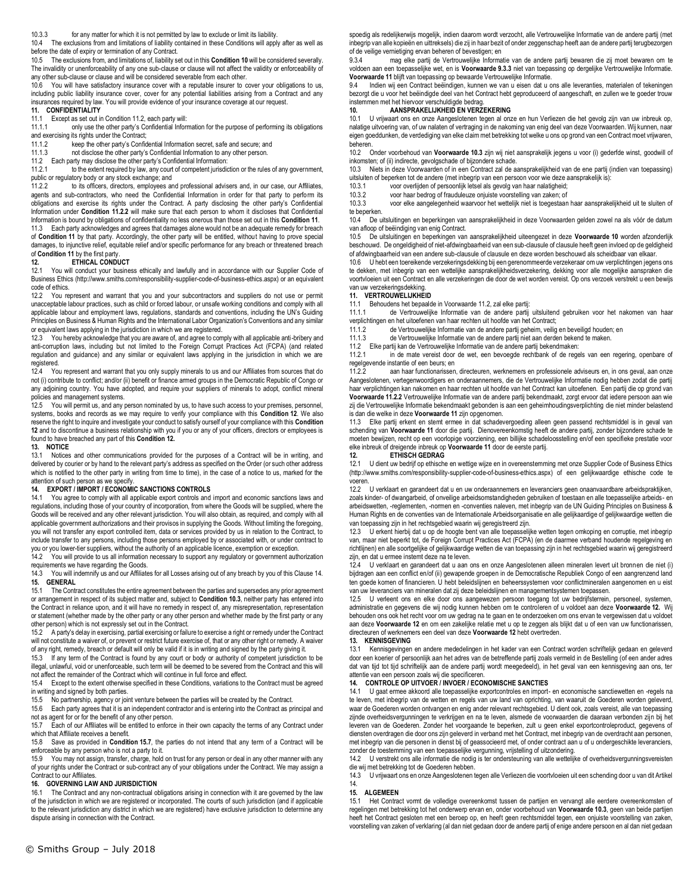10.3.3 for any matter for which it is not permitted by law to exclude or limit its liability.

10.4 The exclusions from and limitations of liability contained in these Conditions will apply after as well as before the date of expiry or termination of any Contract.

10.5 The exclusions from, and limitations of, liability set out in this **Condition 10** will be considered severally. The invalidity or unenforceability of any one sub-clause or clause will not affect the validity or enforceability of any other sub-clause or clause and will be considered severable from each other.

10.6 You will have satisfactory insurance cover with a reputable insurer to cover your obligations to us, including public liability insurance cover, cover for any potential liabilities arising from a Contract and any insurances required by law. You will provide evidence of your insurance coverage at our request.

**11. CONFIDENTIALITY**

11.1 Except as set out in Condition 11.2, each party will:

11.1.1 only use the other party's Confidential Information for the purpose of performing its obligations and exercising its rights under the Contract;

11.1.2 keep the other party's Confidential Information secret, safe and secure; and

11.1.3 not disclose the other party's Confidential Information to any other person.

11.2 Each party may disclose the other party's Confidential Information:

11.2.1 to the extent required by law, any court of competent jurisdiction or the rules of any government, public or regulatory body or any stock exchange; and

11.2.2 to its officers, directors, employees and professional advisers and, in our case, our Affiliates, agents and sub-contractors, who need the Confidential Information in order for that party to perform its obligations and exercise its rights under the Contract. A party disclosing the other party's Confidential Information under **Condition 11.2.2** will make sure that each person to whom it discloses that Confidential Information is bound by obligations of confidentiality no less onerous than those set out in this **Condition 11**.

11.3 Each party acknowledges and agrees that damages alone would not be an adequate remedy for breach of **Condition 11** by that party. Accordingly, the other party will be entitled, without having to prove special damages, to injunctive relief, equitable relief and/or specific performance for any breach or threatened breach of **Condition 11** by the first party.

**12. ETHICAL CONDUCT**

12.1 You will conduct your business ethically and lawfully and in accordance with our Supplier Code of Business Ethics (http://www.smiths.com/responsibility-supplier-code-of-business-ethics.aspx) or an equivalent code of ethics.

12.2 You represent and warrant that you and your subcontractors and suppliers do not use or permit unacceptable labour practices, such as child or forced labour, or unsafe working conditions and comply with all applicable labour and employment laws, regulations, standards and conventions, including the UN's Guiding Principles on Business & Human Rights and the International Labor Organization's Conventions and any similar or equivalent laws applying in the jurisdiction in which we are registered.

12.3 You hereby acknowledge that you are aware of, and agree to comply with all applicable anti-bribery and anti-corruption laws, including but not limited to the Foreign Corrupt Practices Act (FCPA) (and related regulation and guidance) and any similar or equivalent laws applying in the jurisdiction in which we are registered.

12.4 You represent and warrant that you only supply minerals to us and our Affiliates from sources that do not (i) contribute to conflict; and/or (ii) benefit or finance armed groups in the Democratic Republic of Congo or any adjoining country. You have adopted, and require your suppliers of minerals to adopt, conflict mineral policies and management systems.

12.5 You will permit us, and any person nominated by us, to have such access to your premises, personnel, systems, books and records as we may require to verify your compliance with this **Condition 12**. We also reserve the right to inquire and investigate your conduct to satisfy ourself of your compliance with this **Condition 12** and to discontinue a business relationship with you if you or any of your officers, directors or employees is found to have breached any part of this **Condition 12.**

**13. NOTICE**

13.1 Notices and other communications provided for the purposes of a Contract will be in writing, and delivered by courier or by hand to the relevant party's address as specified on the Order (or such other address which is notified to the other party in writing from time to time), in the case of a notice to us, marked for the attention of such person as we specify.

**14. EXPORT / IMPORT / ECONOMIC SANCTIONS CONTROLS**

14.1 You agree to comply with all applicable export controls and import and economic sanctions laws and regulations, including those of your country of incorporation, from where the Goods will be supplied, where the Goods will be received and any other relevant jurisdiction. You will also obtain, as required, and comply with all applicable government authorizations and their provisos in supplying the Goods. Without limiting the foregoing, you will not transfer any export controlled item, data or services provided by us in relation to the Contract, to include transfer to any persons, including those persons employed by or associated with, or under contract to you or you lower-tier suppliers, without the authority of an applicable licence, exemption or exception.

14.2 You will provide to us all information necessary to support any regulatory or government authorization requirements we have regarding the Goods.

14.3 You will indemnify us and our Affiliates for all Losses arising out of any breach by you of this Clause 14.

**15. GENERAL**

15.1 The Contract constitutes the entire agreement between the parties and supersedes any prior agreement or arrangement in respect of its subject matter and, subject to **Condition 10.3**, neither party has entered into the Contract in reliance upon, and it will have no remedy in respect of, any misrepresentation, representation or statement (whether made by the other party or any other person and whether made by the first party or any other person) which is not expressly set out in the Contract.

15.2 A party's delay in exercising, partial exercising or failure to exercise a right or remedy under the Contract will not constitute a waiver of, or prevent or restrict future exercise of, that or any other right or remedy. A waiver of any right, remedy, breach or default will only be valid if it is in writing and signed by the party giving it.

15.3 If any term of the Contract is found by any court or body or authority of competent jurisdiction to be illegal, unlawful, void or unenforceable, such term will be deemed to be severed from the Contract and this will not affect the remainder of the Contract which will continue in full force and effect.

15.4 Except to the extent otherwise specified in these Conditions, variations to the Contract must be agreed in writing and signed by both parties.

15.5 No partnership, agency or joint venture between the parties will be created by the Contract.

15.6 Each party agrees that it is an independent contractor and is entering into the Contract as principal and not as agent for or for the benefit of any other person.

15.7 Each of our Affiliates will be entitled to enforce in their own capacity the terms of any Contract under which that Affiliate receives a benefit.

15.8 Save as provided in **Condition 15.7**, the parties do not intend that any term of a Contract will be enforceable by any person who is not a party to it.

15.9 You may not assign, transfer, charge, hold on trust for any person or deal in any other manner with any of your rights under the Contract or sub-contract any of your obligations under the Contract. We may assign a Contract to our Affiliates.

**16. GOVERNING LAW AND JURISDICTION**

16.1 The Contract and any non-contractual obligations arising in connection with it are governed by the law of the jurisdiction in which we are registered or incorporated. The courts of such jurisdiction (and if applicable to the relevant jurisdiction any district in which we are registered) have exclusive jurisdiction to determine any dispute arising in connection with the Contract.

spoedig als redelijkerwijs mogelijk, indien daarom wordt verzocht, alle Vertrouwelijke Informatie van de andere partij (met inbegrip van alle kopieën en uittreksels) die zij in haar bezit of onder zeggenschap heeft aan de andere partij terugbezorgen of de veilige vernietiging ervan beheren of bevestigen; en

9.3.4 mag elke partij de Vertrouwelijke Informatie van de andere partij bewaren die zij moet bewaren om te voldoen aan een toepasselijke wet, en is **Voorwaarde 9.3.3** niet van toepassing op dergelijke Vertrouwelijke Informatie. **Voorwaarde 11** blijft van toepassing op bewaarde Vertrouwelijke Informatie.

9.4 Indien wij een Contract beëindigen, kunnen we van u eisen dat u ons alle leveranties, materialen of tekeningen bezorgt die u voor het beëindigde deel van het Contract hebt geproduceerd of aangeschaft, en zullen we te goeder trouw instemmen met het hiervoor verschuldigde bedrag.

**10. AANSPRAKELIJKHEID EN VERZEKERING**

10.1 U vrijwaart ons en onze Aangeslotenen tegen al onze en hun Verliezen die het gevolg zijn van uw inbreuk op, nalatige uitvoering van, of uw nalaten of vertraging in de nakoming van enig deel van deze Voorwaarden. Wij kunnen, naar eigen goeddunken, de verdediging van elke claim met betrekking tot welke u ons op grond van een Contract moet vrijwaren, beheren.

10.2 Onder voorbehoud van **Voorwaarde 10.3** zijn wij niet aansprakelijk jegens u voor (i) gederfde winst, goodwill of inkomsten; of (ii) indirecte, gevolgschade of bijzondere schade.

10.3 Niets in deze Voorwaarden of in een Contract zal de aansprakelijkheid van de ene partij (indien van toepassing) uitsluiten of beperken tot de andere (met inbegrip van een persoon voor wie deze aansprakelijk is):

10.3.1 voor overlijden of persoonlijk letsel als gevolg van haar nalatigheid;

10.3.2 voor haar bedrog of frauduleuze onjuiste voorstelling van zaken; of

10.3.3 voor elke aangelegenheid waarvoor het wettelijk niet is toegestaan haar aansprakelijkheid uit te sluiten of te beperken.

10.4 De uitsluitingen en beperkingen van aansprakelijkheid in deze Voorwaarden gelden zowel na als vóór de datum van afloop of beëindiging van enig Contract.

10.5 De uitsluitingen en beperkingen van aansprakelijkheid uiteengezet in deze **Voorwaarde 10** worden afzonderlijk beschouwd. De ongeldigheid of niet-afdwingbaarheid van een sub-clausule of clausule heeft geen invloed op de geldigheid of afdwingbaarheid van een andere sub-clausule of clausule en deze worden beschouwd als scheidbaar van elkaar.

10.6 U hebt een toereikende verzekeringsdekking bij een gerenommeerde verzekeraar om uw verplichtingen jegens ons te dekken, met inbegrip van een wettelijke aansprakelijkheidsverzekering, dekking voor alle mogelijke aanspraken die voortvloeien uit een Contract en alle verzekeringen die door de wet worden vereist. Op ons verzoek verstrekt u een bewijs van uw verzekeringsdekking.

**11. VERTROUWELIJKHEID**

11.1 Behoudens het bepaalde in Voorwaarde 11.2, zal elke partij:

11.1.1 de Vertrouwelijke Informatie van de andere partij uitsluitend gebruiken voor het nakomen van haar verplichtingen en het uitoefenen van haar rechten uit hoofde van het Contract;

11.1.2 de Vertrouwelijke Informatie van de andere partij geheim, veilig en beveiligd houden; en

11.1.3 de Vertrouwelijke Informatie van de andere partij niet aan derden bekend te maken.

11.2 Elke partij kan de Vertrouwelijke Informatie van de andere partij bekendmaken:

11.2.1 in de mate vereist door de wet, een bevoegde rechtbank of de regels van een regering, openbare of regelgevende instantie of een beurs; en

11.2.2 aan haar functionarissen, directeuren, werknemers en professionele adviseurs en, in ons geval, aan onze Aangeslotenen, vertegenwoordigers en onderaannemers, die de Vertrouwelijke Informatie nodig hebben zodat die partij haar verplichtingen kan nakomen en haar rechten uit hoofde van het Contract kan uitoefenen. Een partij die op grond van **Voorwaarde 11.2.2** Vertrouwelijke Informatie van de andere partij bekendmaakt, zorgt ervoor dat iedere persoon aan wie zij die Vertrouwelijke Informatie bekendmaakt gebonden is aan een geheimhoudingsverplichting die niet minder belastend is dan die welke in deze **Voorwaarde 11** zijn opgenomen.

11.3 Elke partij erkent en stemt ermee in dat schadevergoeding alleen geen passend rechtsmiddel is in geval van schending van **Voorwaarde 11** door die partij. Dienovereenkomstig heeft de andere partij, zonder bijzondere schade te moeten bewijzen, recht op een voorlopige voorziening, een billijke schadeloosstelling en/of een specifieke prestatie voor elke inbreuk of dreigende inbreuk op **Voorwaarde 11** door de eerste partij.

**12. ETHISCH GEDRAG**

12.1 U dient uw bedrijf op ethische en wettige wijze en in overeenstemming met onze Supplier Code of Business Ethics (http://www.smiths.com/responsibility-supplier-code-of-business-ethics.aspx) of een gelijkwaardige ethische code te voeren.

12.2 U verklaart en garandeert dat u en uw onderaannemers en leveranciers geen onaanvaardbare arbeidspraktijken, zoals kinder- of dwangarbeid, of onveilige arbeidsomstandigheden gebruiken of toestaan en alle toepasselijke arbeids- en arbeidswetten, -reglementen, -normen en -conventies naleven, met inbegrip van de UN Guiding Principles on Business & Human Rights en de conventies van de Internationale Arbeidsorganisatie en alle gelijkaardige of gelijkwaardige wetten die van toepassing zijn in het rechtsgebied waarin wij geregistreerd zijn.

12.3 U erkent hierbij dat u op de hoogte bent van alle toepasselijke wetten tegen omkoping en corruptie, met inbegrip van, maar niet beperkt tot, de Foreign Corrupt Practices Act (FCPA) (en de daarmee verband houdende regelgeving en richtlijnen) en alle soortgelijke of gelijkwaardige wetten die van toepassing zijn in het rechtsgebied waarin wij geregistreerd zijn, en dat u ermee instemt deze na te leven.

12.4 U verklaart en garandeert dat u aan ons en onze Aangeslotenen alleen mineralen levert uit bronnen die niet (i) bijdragen aan een conflict en/of (ii) gewapende groepen in de Democratische Republiek Congo of een aangrenzend land ten goede komen of financieren. U hebt beleidslijnen en beheerssystemen voor conflictmineralen aangenomen en u eist van uw leveranciers van mineralen dat zij deze beleidslijnen en managementsystemen toepassen.

12.5 U verleent ons en elke door ons aangewezen persoon toegang tot uw bedrijfsterrein, personeel, systemen, administratie en gegevens die wij nodig kunnen hebben om te controleren of u voldoet aan deze **Voorwaarde 12.** Wij behouden ons ook het recht voor om uw gedrag na te gaan en te onderzoeken om ons ervan te vergewissen dat u voldoet aan deze **Voorwaarde 12** en om een zakelijke relatie met u op te zeggen als blijkt dat u of een van uw functionarissen, directeuren of werknemers een deel van deze **Voorwaarde 12** hebt overtreden.

**13. KENNISGEVING**

13.1 Kennisgevingen en andere mededelingen in het kader van een Contract worden schriftelijk gedaan en geleverd door een koerier of persoonlijk aan het adres van de betreffende partij zoals vermeld in de Bestelling (of een ander adres dat van tijd tot tijd schriftelijk aan de andere partij wordt meegedeeld), in het geval van een kennisgeving aan ons, ter attentie van een persoon zoals wij die specificeren.

**14. CONTROLE OP UITVOER / INVOER / ECONOMISCHE SANCTIES**

14.1 U gaat ermee akkoord alle toepasselijke exportcontroles en import- en economische sanctiewetten en -regels na te leven, met inbegrip van de wetten en regels van uw land van oprichting, van waaruit de Goederen worden geleverd, waar de Goederen worden ontvangen en enig ander relevant rechtsgebied. U dient ook, zoals vereist, alle van toepassing zijnde overheidsvergunningen te verkrijgen en na te leven, alsmede de voorwaarden die daaraan verbonden zijn bij het leveren van de Goederen. Zonder het voorgaande te beperken, zult u geen enkel exportcontroleproduct, gegevens of diensten overdragen die door ons zijn geleverd in verband met het Contract, met inbegrip van de overdracht aan personen, met inbegrip van de personen in dienst bij of geassocieerd met, of onder contract aan u of u ondergeschikte leveranciers, zonder de toestemming van een toepasselijke vergunning, vrijstelling of uitzondering.

14.2 U verstrekt ons alle informatie die nodig is ter ondersteuning van alle wettelijke of overheidsvergunningsvereisten die wij met betrekking tot de Goederen hebben.

14.3 U vrijwaart ons en onze Aangeslotenen tegen alle Verliezen die voortvloeien uit een schending door u van dit Artikel 14.

**15. ALGEMEEN**

15.1 Het Contract vormt de volledige overeenkomst tussen de partijen en vervangt alle eerdere overeenkomsten of regelingen met betrekking tot het onderwerp ervan en, onder voorbehoud van **Voorwaarde 10.3**, geen van beide partijen heeft het Contract gesloten met een beroep op, en heeft geen rechtsmiddel tegen, een onjuiste voorstelling van zaken, voorstelling van zaken of verklaring (al dan niet gedaan door de andere partij of enige andere persoon en al dan niet gedaan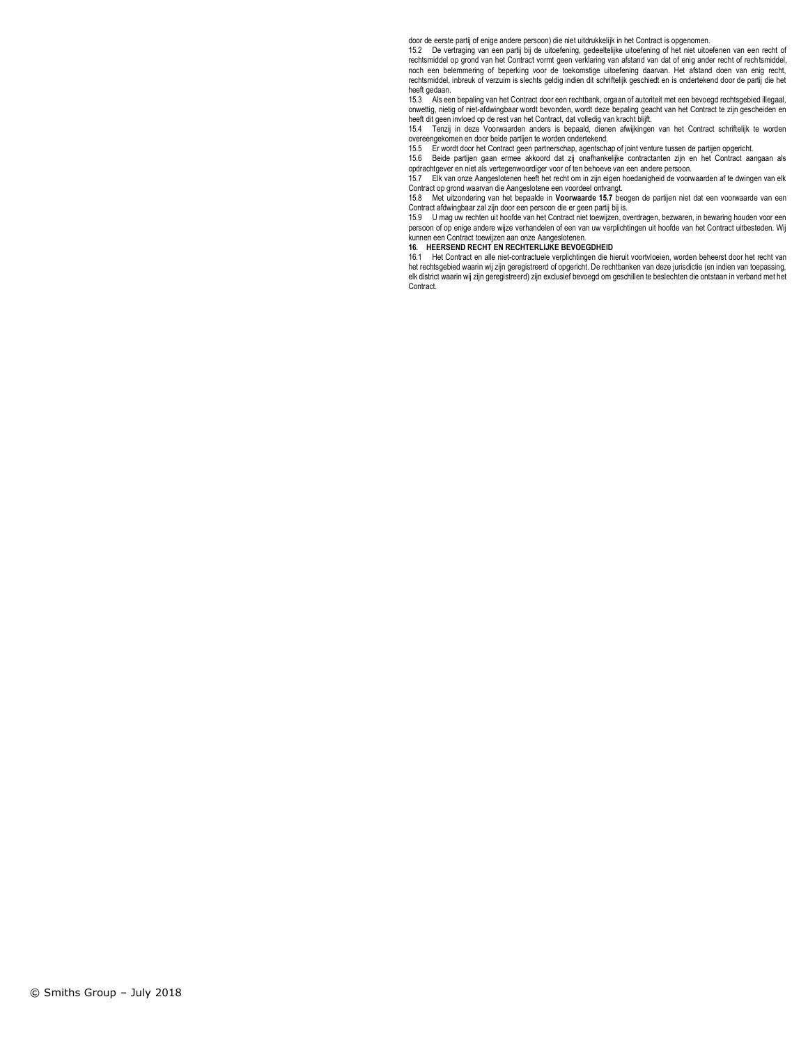door de eerste partij of enige andere persoon) die niet uitdrukkelijk in het Contract is opgenomen.

15.2 De vertraging van een partij bij de uitoefening, gedeeltelijke uitoefening of het niet uitoefenen van een recht of rechtsmiddel op grond van het Contract vormt geen verklaring van afstand van dat of enig ander recht of rechtsmiddel, noch een belemmering of beperking voor de toekomstige uitoefening daarvan. Het afstand doen van enig recht, rechtsmiddel, inbreuk of verzuim is slechts geldig indien dit schriftelijk geschiedt en is ondertekend door de partij die het heeft gedaan.

15.3 Als een bepaling van het Contract door een rechtbank, orgaan of autoriteit met een bevoegd rechtsgebied illegaal, onwettig, nietig of niet-afdwingbaar wordt bevonden, wordt deze bepaling geacht van het Contract te zijn gescheiden en heeft dit geen invloed op de rest van het Contract, dat volledig van kracht blijft.

15.4 Tenzij in deze Voorwaarden anders is bepaald, dienen afwijkingen van het Contract schriftelijk te worden overeengekomen en door beide partijen te worden ondertekend.

15.5 Er wordt door het Contract geen partnerschap, agentschap of joint venture tussen de partijen opgericht.

15.6 Beide partijen gaan ermee akkoord dat zij onafhankelijke contractanten zijn en het Contract aangaan als opdrachtgever en niet als vertegenwoordiger voor of ten behoeve van een andere persoon.

15.7 Elk van onze Aangeslotenen heeft het recht om in zijn eigen hoedanigheid de voorwaarden af te dwingen van elk Contract op grond waarvan die Aangeslotene een voordeel ontvangt.

15.8 Met uitzondering van het bepaalde in **Voorwaarde 15.7** beogen de partijen niet dat een voorwaarde van een Contract afdwingbaar zal zijn door een persoon die er geen partij bij is.

15.9 U mag uw rechten uit hoofde van het Contract niet toewijzen, overdragen, bezwaren, in bewaring houden voor een persoon of op enige andere wijze verhandelen of een van uw verplichtingen uit hoofde van het Contract uitbesteden. Wij kunnen een Contract toewijzen aan onze Aangeslotenen.

**16. HEERSEND RECHT EN RECHTERLIJKE BEVOEGDHEID**

16.1 Het Contract en alle niet-contractuele verplichtingen die hieruit voortvloeien, worden beheerst door het recht van het rechtsgebied waarin wij zijn geregistreerd of opgericht. De rechtbanken van deze jurisdictie (en indien van toepassing, elk district waarin wij zijn geregistreerd) zijn exclusief bevoegd om geschillen te beslechten die ontstaan in verband met het Contract.

© Smiths Group – July 2018